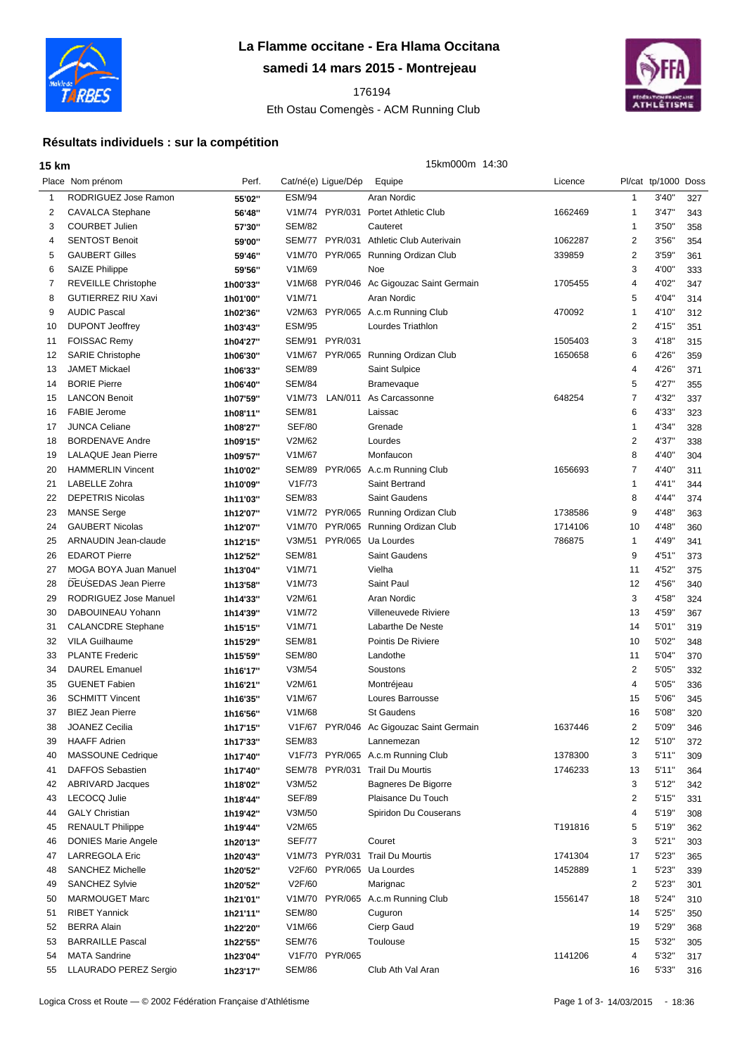# La Flamme occitane - Era Hlama Occitana

## samedi 14 mars 2015 - Montrejeau

176194

Eth Ostau Comengès - ACM Running Club

### Résultats individuels : sur la compétition

**15 km** 15km000m 14:30

| Place | Nom prénom | Perf. | Cat/né(e) | Ligue/Dép | Equipe | Licence | Pl/cat | tp/1000 | Doss |
|---|---|---|---|---|---|---|---|---|---|
| 1 | RODRIGUEZ Jose Ramon | 55'02'' | ESM/94 | | Aran Nordic | | 1 | 3'40'' | 327 |
| 2 | CAVALCA Stephane | 56'48'' | V1M/74 | PYR/031 | Portet Athletic Club | 1662469 | 1 | 3'47'' | 343 |
| 3 | COURBET Julien | 57'30'' | SEM/82 | | Cauteret | | 1 | 3'50'' | 358 |
| 4 | SENTOST Benoit | 59'00'' | SEM/77 | PYR/031 | Athletic Club Auterivain | 1062287 | 2 | 3'56'' | 354 |
| 5 | GAUBERT Gilles | 59'46'' | V1M/70 | PYR/065 | Running Ordizan Club | 339859 | 2 | 3'59'' | 361 |
| 6 | SAIZE Philippe | 59'56'' | V1M/69 | | Noe | | 3 | 4'00'' | 333 |
| 7 | REVEILLE Christophe | 1h00'33'' | V1M/68 | PYR/046 | Ac Gigouzac Saint Germain | 1705455 | 4 | 4'02'' | 347 |
| 8 | GUTIERREZ RIU Xavi | 1h01'00'' | V1M/71 | | Aran Nordic | | 5 | 4'04'' | 314 |
| 9 | AUDIC Pascal | 1h02'36'' | V2M/63 | PYR/065 | A.c.m Running Club | 470092 | 1 | 4'10'' | 312 |
| 10 | DUPONT Jeoffrey | 1h03'43'' | ESM/95 | | Lourdes Triathlon | | 2 | 4'15'' | 351 |
| 11 | FOISSAC Remy | 1h04'27'' | SEM/91 | PYR/031 | | 1505403 | 3 | 4'18'' | 315 |
| 12 | SARIE Christophe | 1h06'30'' | V1M/67 | PYR/065 | Running Ordizan Club | 1650658 | 6 | 4'26'' | 359 |
| 13 | JAMET Mickael | 1h06'33'' | SEM/89 | | Saint Sulpice | | 4 | 4'26'' | 371 |
| 14 | BORIE Pierre | 1h06'40'' | SEM/84 | | Bramevaque | | 5 | 4'27'' | 355 |
| 15 | LANCON Benoit | 1h07'59'' | V1M/73 | LAN/011 | As Carcassonne | 648254 | 7 | 4'32'' | 337 |
| 16 | FABIE Jerome | 1h08'11'' | SEM/81 | | Laissac | | 6 | 4'33'' | 323 |
| 17 | JUNCA Celiane | 1h08'27'' | SEF/80 | | Grenade | | 1 | 4'34'' | 328 |
| 18 | BORDENAVE Andre | 1h09'15'' | V2M/62 | | Lourdes | | 2 | 4'37'' | 338 |
| 19 | LALAQUE Jean Pierre | 1h09'57'' | V1M/67 | | Monfaucon | | 8 | 4'40'' | 304 |
| 20 | HAMMERLIN Vincent | 1h10'02'' | SEM/89 | PYR/065 | A.c.m Running Club | 1656693 | 7 | 4'40'' | 311 |
| 21 | LABELLE Zohra | 1h10'09'' | V1F/73 | | Saint Bertrand | | 1 | 4'41'' | 344 |
| 22 | DEPETRIS Nicolas | 1h11'03'' | SEM/83 | | Saint Gaudens | | 8 | 4'44'' | 374 |
| 23 | MANSE Serge | 1h12'07'' | V1M/72 | PYR/065 | Running Ordizan Club | 1738586 | 9 | 4'48'' | 363 |
| 24 | GAUBERT Nicolas | 1h12'07'' | V1M/70 | PYR/065 | Running Ordizan Club | 1714106 | 10 | 4'48'' | 360 |
| 25 | ARNAUDIN Jean-claude | 1h12'15'' | V3M/51 | PYR/065 | Ua Lourdes | 786875 | 1 | 4'49'' | 341 |
| 26 | EDAROT Pierre | 1h12'52'' | SEM/81 | | Saint Gaudens | | 9 | 4'51'' | 373 |
| 27 | MOGA BOYA Juan Manuel | 1h13'04'' | V1M/71 | | Vielha | | 11 | 4'52'' | 375 |
| 28 | DEUSEDAS Jean Pierre | 1h13'58'' | V1M/73 | | Saint Paul | | 12 | 4'56'' | 340 |
| 29 | RODRIGUEZ Jose Manuel | 1h14'33'' | V2M/61 | | Aran Nordic | | 3 | 4'58'' | 324 |
| 30 | DABOUINEAU Yohann | 1h14'39'' | V1M/72 | | Villeneuvede Riviere | | 13 | 4'59'' | 367 |
| 31 | CALANCDRE Stephane | 1h15'15'' | V1M/71 | | Labarthe De Neste | | 14 | 5'01'' | 319 |
| 32 | VILA Guilhaume | 1h15'29'' | SEM/81 | | Pointis De Riviere | | 10 | 5'02'' | 348 |
| 33 | PLANTE Frederic | 1h15'59'' | SEM/80 | | Landothe | | 11 | 5'04'' | 370 |
| 34 | DAUREL Emanuel | 1h16'17'' | V3M/54 | | Soustons | | 2 | 5'05'' | 332 |
| 35 | GUENET Fabien | 1h16'21'' | V2M/61 | | Montréjeau | | 4 | 5'05'' | 336 |
| 36 | SCHMITT Vincent | 1h16'35'' | V1M/67 | | Loures Barrousse | | 15 | 5'06'' | 345 |
| 37 | BIEZ Jean Pierre | 1h16'56'' | V1M/68 | | St Gaudens | | 16 | 5'08'' | 320 |
| 38 | JOANEZ Cecilia | 1h17'15'' | V1F/67 | PYR/046 | Ac Gigouzac Saint Germain | 1637446 | 2 | 5'09'' | 346 |
| 39 | HAAFF Adrien | 1h17'33'' | SEM/83 | | Lannemezan | | 12 | 5'10'' | 372 |
| 40 | MASSOUNE Cedrique | 1h17'40'' | V1F/73 | PYR/065 | A.c.m Running Club | 1378300 | 3 | 5'11'' | 309 |
| 41 | DAFFOS Sebastien | 1h17'40'' | SEM/78 | PYR/031 | Trail Du Mourtis | 1746233 | 13 | 5'11'' | 364 |
| 42 | ABRIVARD Jacques | 1h18'02'' | V3M/52 | | Bagneres De Bigorre | | 3 | 5'12'' | 342 |
| 43 | LECOCQ Julie | 1h18'44'' | SEF/89 | | Plaisance Du Touch | | 2 | 5'15'' | 331 |
| 44 | GALY Christian | 1h19'42'' | V3M/50 | | Spiridon Du Couserans | | 4 | 5'19'' | 308 |
| 45 | RENAULT Philippe | 1h19'44'' | V2M/65 | | | T191816 | 5 | 5'19'' | 362 |
| 46 | DONIES Marie Angele | 1h20'13'' | SEF/77 | | Couret | | 3 | 5'21'' | 303 |
| 47 | LARREGOLA Eric | 1h20'43'' | V1M/73 | PYR/031 | Trail Du Mourtis | 1741304 | 17 | 5'23'' | 365 |
| 48 | SANCHEZ Michelle | 1h20'52'' | V2F/60 | PYR/065 | Ua Lourdes | 1452889 | 1 | 5'23'' | 339 |
| 49 | SANCHEZ Sylvie | 1h20'52'' | V2F/60 | | Marignac | | 2 | 5'23'' | 301 |
| 50 | MARMOUGET Marc | 1h21'01'' | V1M/70 | PYR/065 | A.c.m Running Club | 1556147 | 18 | 5'24'' | 310 |
| 51 | RIBET Yannick | 1h21'11'' | SEM/80 | | Cuguron | | 14 | 5'25'' | 350 |
| 52 | BERRA Alain | 1h22'20'' | V1M/66 | | Cierp Gaud | | 19 | 5'29'' | 368 |
| 53 | BARRAILLE Pascal | 1h22'55'' | SEM/76 | | Toulouse | | 15 | 5'32'' | 305 |
| 54 | MATA Sandrine | 1h23'04'' | V1F/70 | PYR/065 | | 1141206 | 4 | 5'32'' | 317 |
| 55 | LLAURADO PEREZ Sergio | 1h23'17'' | SEM/86 | | Club Ath Val Aran | | 16 | 5'33'' | 316 |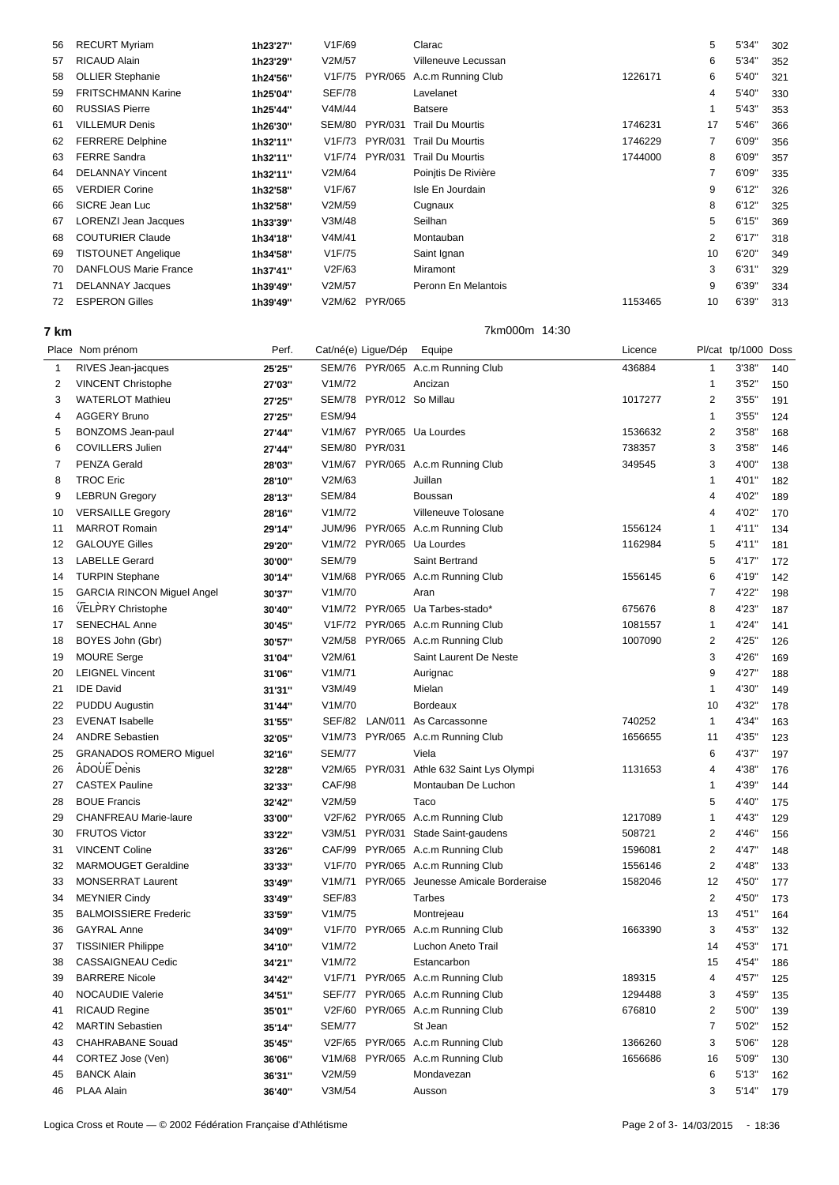| Place | Nom prénom | Perf. | Cat/né(e) | Ligue/Dép | Equipe | Licence | Pl/cat | tp/1000 | Doss |
|---|---|---|---|---|---|---|---|---|---|
| 56 | RECURT Myriam | 1h23'27'' | V1F/69 | | Clarac | | 5 | 5'34'' | 302 |
| 57 | RICAUD Alain | 1h23'29'' | V2M/57 | | Villeneuve Lecussan | | 6 | 5'34'' | 352 |
| 58 | OLLIER Stephanie | 1h24'56'' | V1F/75 | PYR/065 | A.c.m Running Club | 1226171 | 6 | 5'40'' | 321 |
| 59 | FRITSCHMANN Karine | 1h25'04'' | SEF/78 | | Lavelanet | | 4 | 5'40'' | 330 |
| 60 | RUSSIAS Pierre | 1h25'44'' | V4M/44 | | Batsere | | 1 | 5'43'' | 353 |
| 61 | VILLEMUR Denis | 1h26'30'' | SEM/80 | PYR/031 | Trail Du Mourtis | 1746231 | 17 | 5'46'' | 366 |
| 62 | FERRERE Delphine | 1h32'11'' | V1F/73 | PYR/031 | Trail Du Mourtis | 1746229 | 7 | 6'09'' | 356 |
| 63 | FERRE Sandra | 1h32'11'' | V1F/74 | PYR/031 | Trail Du Mourtis | 1744000 | 8 | 6'09'' | 357 |
| 64 | DELANNAY Vincent | 1h32'11'' | V2M/64 | | Poinjtis De Rivière | | 7 | 6'09'' | 335 |
| 65 | VERDIER Corine | 1h32'58'' | V1F/67 | | Isle En Jourdain | | 9 | 6'12'' | 326 |
| 66 | SICRE Jean Luc | 1h32'58'' | V2M/59 | | Cugnaux | | 8 | 6'12'' | 325 |
| 67 | LORENZI Jean Jacques | 1h33'39'' | V3M/48 | | Seilhan | | 5 | 6'15'' | 369 |
| 68 | COUTURIER Claude | 1h34'18'' | V4M/41 | | Montauban | | 2 | 6'17'' | 318 |
| 69 | TISTOUNET Angelique | 1h34'58'' | V1F/75 | | Saint Ignan | | 10 | 6'20'' | 349 |
| 70 | DANFLOUS Marie France | 1h37'41'' | V2F/63 | | Miramont | | 3 | 6'31'' | 329 |
| 71 | DELANNAY Jacques | 1h39'49'' | V2M/57 | | Peronn En Melantois | | 9 | 6'39'' | 334 |
| 72 | ESPERON Gilles | 1h39'49'' | V2M/62 | PYR/065 | | 1153465 | 10 | 6'39'' | 313 |

## 7 km

7km000m 14:30

| Place | Nom prénom | Perf. | Cat/né(e) | Ligue/Dép | Equipe | Licence | Pl/cat | tp/1000 | Doss |
|---|---|---|---|---|---|---|---|---|---|
| 1 | RIVES Jean-jacques | 25'25'' | SEM/76 | PYR/065 | A.c.m Running Club | 436884 | 1 | 3'38'' | 140 |
| 2 | VINCENT Christophe | 27'03'' | V1M/72 | | Ancizan | | 1 | 3'52'' | 150 |
| 3 | WATERLOT Mathieu | 27'25'' | SEM/78 | PYR/012 | So Millau | 1017277 | 2 | 3'55'' | 191 |
| 4 | AGGERY Bruno | 27'25'' | ESM/94 | | | | 1 | 3'55'' | 124 |
| 5 | BONZOMS Jean-paul | 27'44'' | V1M/67 | PYR/065 | Ua Lourdes | 1536632 | 2 | 3'58'' | 168 |
| 6 | COVILLERS Julien | 27'44'' | SEM/80 | PYR/031 | | 738357 | 3 | 3'58'' | 146 |
| 7 | PENZA Gerald | 28'03'' | V1M/67 | PYR/065 | A.c.m Running Club | 349545 | 3 | 4'00'' | 138 |
| 8 | TROC Eric | 28'10'' | V2M/63 | | Juillan | | 1 | 4'01'' | 182 |
| 9 | LEBRUN Gregory | 28'13'' | SEM/84 | | Boussan | | 4 | 4'02'' | 189 |
| 10 | VERSAILLE Gregory | 28'16'' | V1M/72 | | Villeneuve Tolosane | | 4 | 4'02'' | 170 |
| 11 | MARROT Romain | 29'14'' | JUM/96 | PYR/065 | A.c.m Running Club | 1556124 | 1 | 4'11'' | 134 |
| 12 | GALOUYE Gilles | 29'20'' | V1M/72 | PYR/065 | Ua Lourdes | 1162984 | 5 | 4'11'' | 181 |
| 13 | LABELLE Gerard | 30'00'' | SEM/79 | | Saint Bertrand | | 5 | 4'17'' | 172 |
| 14 | TURPIN Stephane | 30'14'' | V1M/68 | PYR/065 | A.c.m Running Club | 1556145 | 6 | 4'19'' | 142 |
| 15 | GARCIA RINCON Miguel Angel | 30'37'' | V1M/70 | | Aran | | 7 | 4'22'' | 198 |
| 16 | VELPRY Christophe | 30'40'' | V1M/72 | PYR/065 | Ua Tarbes-stado* | 675676 | 8 | 4'23'' | 187 |
| 17 | SENECHAL Anne | 30'45'' | V1F/72 | PYR/065 | A.c.m Running Club | 1081557 | 1 | 4'24'' | 141 |
| 18 | BOYES John (Gbr) | 30'57'' | V2M/58 | PYR/065 | A.c.m Running Club | 1007090 | 2 | 4'25'' | 126 |
| 19 | MOURE Serge | 31'04'' | V2M/61 | | Saint Laurent De Neste | | 3 | 4'26'' | 169 |
| 20 | LEIGNEL Vincent | 31'06'' | V1M/71 | | Aurignac | | 9 | 4'27'' | 188 |
| 21 | IDE David | 31'31'' | V3M/49 | | Mielan | | 1 | 4'30'' | 149 |
| 22 | PUDDU Augustin | 31'44'' | V1M/70 | | Bordeaux | | 10 | 4'32'' | 178 |
| 23 | EVENAT Isabelle | 31'55'' | SEF/82 | LAN/011 | As Carcassonne | 740252 | 1 | 4'34'' | 163 |
| 24 | ANDRE Sebastien | 32'05'' | V1M/73 | PYR/065 | A.c.m Running Club | 1656655 | 11 | 4'35'' | 123 |
| 25 | GRANADOS ROMERO Miguel | 32'16'' | SEM/77 | | Viela | | 6 | 4'37'' | 197 |
| 26 | ADOUE Denis | 32'28'' | V2M/65 | PYR/031 | Athle 632 Saint Lys Olympi | 1131653 | 4 | 4'38'' | 176 |
| 27 | CASTEX Pauline | 32'33'' | CAF/98 | | Montauban De Luchon | | 1 | 4'39'' | 144 |
| 28 | BOUE Francis | 32'42'' | V2M/59 | | Taco | | 5 | 4'40'' | 175 |
| 29 | CHANFREAU Marie-laure | 33'00'' | V2F/62 | PYR/065 | A.c.m Running Club | 1217089 | 1 | 4'43'' | 129 |
| 30 | FRUTOS Victor | 33'22'' | V3M/51 | PYR/031 | Stade Saint-gaudens | 508721 | 2 | 4'46'' | 156 |
| 31 | VINCENT Coline | 33'26'' | CAF/99 | PYR/065 | A.c.m Running Club | 1596081 | 2 | 4'47'' | 148 |
| 32 | MARMOUGET Geraldine | 33'33'' | V1F/70 | PYR/065 | A.c.m Running Club | 1556146 | 2 | 4'48'' | 133 |
| 33 | MONSERRAT Laurent | 33'49'' | V1M/71 | PYR/065 | Jeunesse Amicale Borderaise | 1582046 | 12 | 4'50'' | 177 |
| 34 | MEYNIER Cindy | 33'49'' | SEF/83 | | Tarbes | | 2 | 4'50'' | 173 |
| 35 | BALMOISSIERE Frederic | 33'59'' | V1M/75 | | Montrejeau | | 13 | 4'51'' | 164 |
| 36 | GAYRAL Anne | 34'09'' | V1F/70 | PYR/065 | A.c.m Running Club | 1663390 | 3 | 4'53'' | 132 |
| 37 | TISSINIER Philippe | 34'10'' | V1M/72 | | Luchon Aneto Trail | | 14 | 4'53'' | 171 |
| 38 | CASSAIGNEAU Cedic | 34'21'' | V1M/72 | | Estancarbon | | 15 | 4'54'' | 186 |
| 39 | BARRERE Nicole | 34'42'' | V1F/71 | PYR/065 | A.c.m Running Club | 189315 | 4 | 4'57'' | 125 |
| 40 | NOCAUDIE Valerie | 34'51'' | SEF/77 | PYR/065 | A.c.m Running Club | 1294488 | 3 | 4'59'' | 135 |
| 41 | RICAUD Regine | 35'01'' | V2F/60 | PYR/065 | A.c.m Running Club | 676810 | 2 | 5'00'' | 139 |
| 42 | MARTIN Sebastien | 35'14'' | SEM/77 | | St Jean | | 7 | 5'02'' | 152 |
| 43 | CHAHRABANE Souad | 35'45'' | V2F/65 | PYR/065 | A.c.m Running Club | 1366260 | 3 | 5'06'' | 128 |
| 44 | CORTEZ Jose (Ven) | 36'06'' | V1M/68 | PYR/065 | A.c.m Running Club | 1656686 | 16 | 5'09'' | 130 |
| 45 | BANCK Alain | 36'31'' | V2M/59 | | Mondavezan | | 6 | 5'13'' | 162 |
| 46 | PLAA Alain | 36'40'' | V3M/54 | | Ausson | | 3 | 5'14'' | 179 |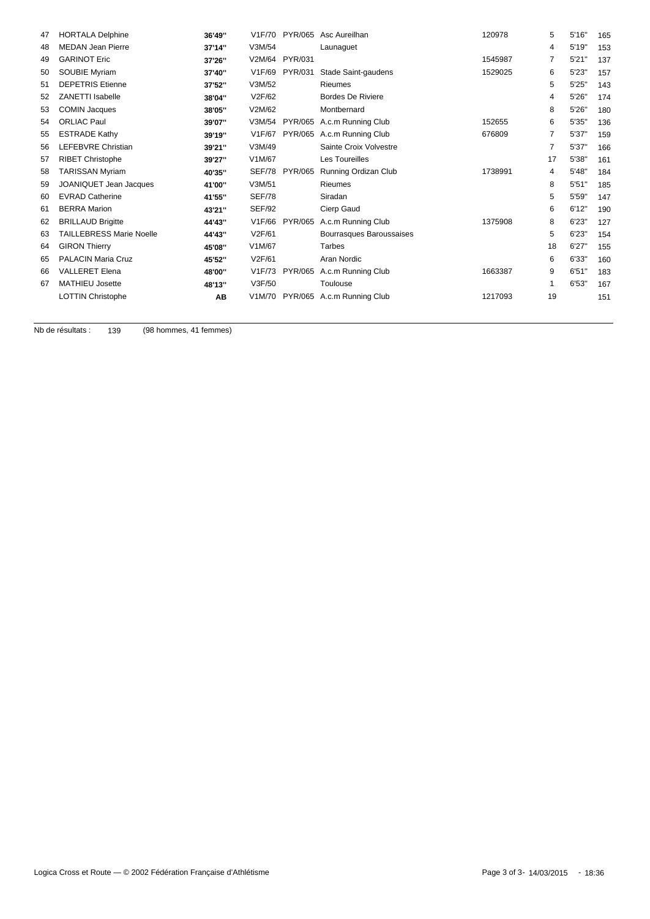| | | | | | | | | | | |
|---|---|---|---|---|---|---|---|---|---|---|
| 47 | HORTALA Delphine | 36'49'' | V1F/70 | PYR/065 | Asc Aureilhan | 120978 | 5 | 5'16'' | 165 |
| 48 | MEDAN Jean Pierre | 37'14'' | V3M/54 | | Launaguet | | 4 | 5'19'' | 153 |
| 49 | GARINOT Eric | 37'26'' | V2M/64 | PYR/031 | | 1545987 | 7 | 5'21'' | 137 |
| 50 | SOUBIE Myriam | 37'40'' | V1F/69 | PYR/031 | Stade Saint-gaudens | 1529025 | 6 | 5'23'' | 157 |
| 51 | DEPETRIS Etienne | 37'52'' | V3M/52 | | Rieumes | | 5 | 5'25'' | 143 |
| 52 | ZANETTI Isabelle | 38'04'' | V2F/62 | | Bordes De Riviere | | 4 | 5'26'' | 174 |
| 53 | COMIN Jacques | 38'05'' | V2M/62 | | Montbernard | | 8 | 5'26'' | 180 |
| 54 | ORLIAC Paul | 39'07'' | V3M/54 | PYR/065 | A.c.m Running Club | 152655 | 6 | 5'35'' | 136 |
| 55 | ESTRADE Kathy | 39'19'' | V1F/67 | PYR/065 | A.c.m Running Club | 676809 | 7 | 5'37'' | 159 |
| 56 | LEFEBVRE Christian | 39'21'' | V3M/49 | | Sainte Croix Volvestre | | 7 | 5'37'' | 166 |
| 57 | RIBET Christophe | 39'27'' | V1M/67 | | Les Toureilles | | 17 | 5'38'' | 161 |
| 58 | TARISSAN Myriam | 40'35'' | SEF/78 | PYR/065 | Running Ordizan Club | 1738991 | 4 | 5'48'' | 184 |
| 59 | JOANIQUET Jean Jacques | 41'00'' | V3M/51 | | Rieumes | | 8 | 5'51'' | 185 |
| 60 | EVRAD Catherine | 41'55'' | SEF/78 | | Siradan | | 5 | 5'59'' | 147 |
| 61 | BERRA Marion | 43'21'' | SEF/92 | | Cierp Gaud | | 6 | 6'12'' | 190 |
| 62 | BRILLAUD Brigitte | 44'43'' | V1F/66 | PYR/065 | A.c.m Running Club | 1375908 | 8 | 6'23'' | 127 |
| 63 | TAILLEBRESS Marie Noelle | 44'43'' | V2F/61 | | Bourrasques Baroussaises | | 5 | 6'23'' | 154 |
| 64 | GIRON Thierry | 45'08'' | V1M/67 | | Tarbes | | 18 | 6'27'' | 155 |
| 65 | PALACIN Maria Cruz | 45'52'' | V2F/61 | | Aran Nordic | | 6 | 6'33'' | 160 |
| 66 | VALLERET Elena | 48'00'' | V1F/73 | PYR/065 | A.c.m Running Club | 1663387 | 9 | 6'51'' | 183 |
| 67 | MATHIEU Josette | 48'13'' | V3F/50 | | Toulouse | | 1 | 6'53'' | 167 |
| | LOTTIN Christophe | AB | V1M/70 | PYR/065 | A.c.m Running Club | 1217093 | 19 | | 151 |

Nb de résultats : 139 (98 hommes, 41 femmes)

Logica Cross et Route — © 2002 Fédération Française d'Athlétisme

14/03/2015 - 18:36